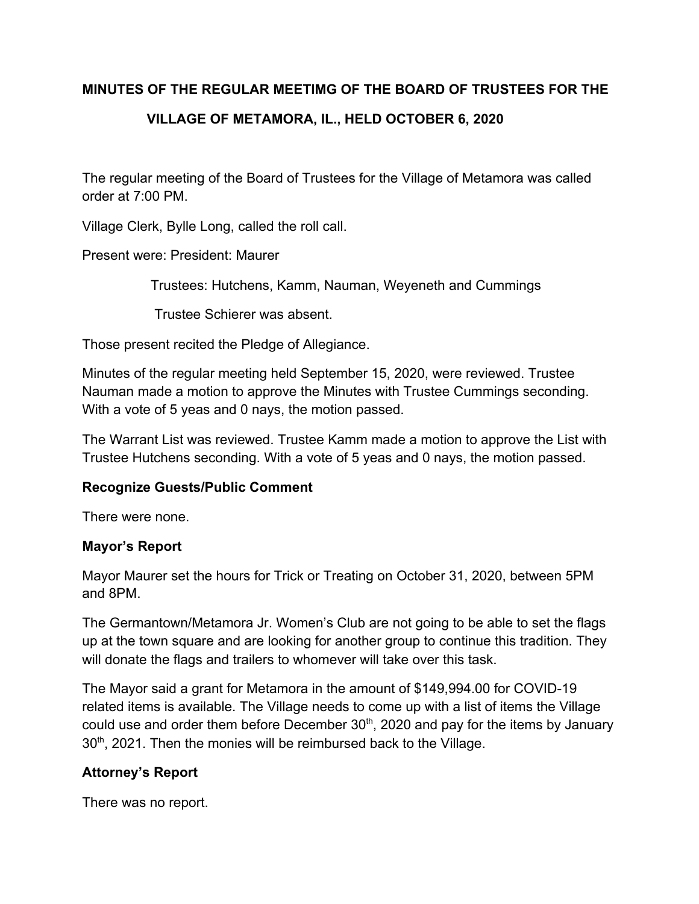**MINUTES OF THE REGULAR MEETIMG OF THE BOARD OF TRUSTEES FOR THE VILLAGE OF METAMORA, IL., HELD OCTOBER 6, 2020**

The regular meeting of the Board of Trustees for the Village of Metamora was called order at 7:00 PM.

Village Clerk, Bylle Long, called the roll call.

Present were: President: Maurer

Trustees: Hutchens, Kamm, Nauman, Weyeneth and Cummings

Trustee Schierer was absent.

Those present recited the Pledge of Allegiance.

Minutes of the regular meeting held September 15, 2020, were reviewed. Trustee Nauman made a motion to approve the Minutes with Trustee Cummings seconding. With a vote of 5 yeas and 0 nays, the motion passed.

The Warrant List was reviewed. Trustee Kamm made a motion to approve the List with Trustee Hutchens seconding. With a vote of 5 yeas and 0 nays, the motion passed.

**Recognize Guests/Public Comment**

There were none.

**Mayor's Report**

Mayor Maurer set the hours for Trick or Treating on October 31, 2020, between 5PM and 8PM.

The Germantown/Metamora Jr. Women's Club are not going to be able to set the flags up at the town square and are looking for another group to continue this tradition. They will donate the flags and trailers to whomever will take over this task.

The Mayor said a grant for Metamora in the amount of $149,994.00 for COVID-19 related items is available. The Village needs to come up with a list of items the Village could use and order them before December 30th, 2020 and pay for the items by January 30th, 2021. Then the monies will be reimbursed back to the Village.

**Attorney's Report**

There was no report.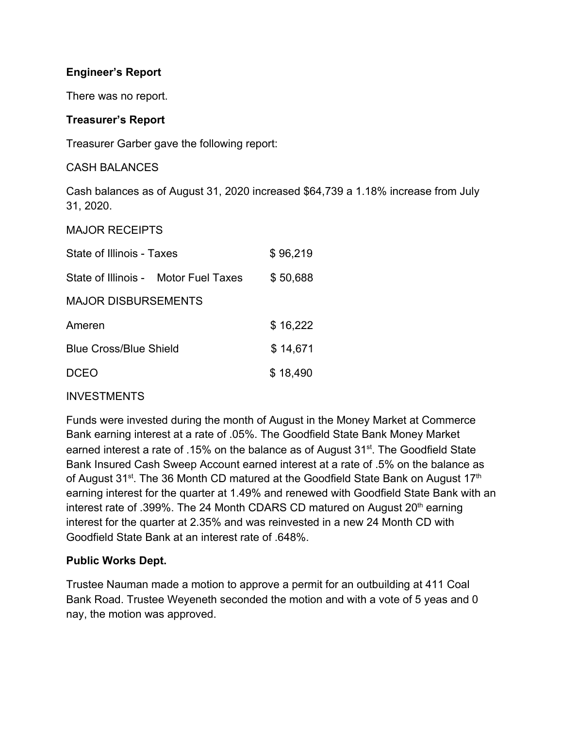**Engineer's Report**

There was no report.

**Treasurer's Report**

Treasurer Garber gave the following report:

CASH BALANCES

Cash balances as of August 31, 2020 increased $64,739 a 1.18% increase from July 31, 2020.

MAJOR RECEIPTS

| | |
|---|---|
| State of Illinois - Taxes | $ 96,219 |
| State of Illinois - Motor Fuel Taxes | $ 50,688 |

MAJOR DISBURSEMENTS

| | |
|---|---|
| Ameren | $ 16,222 |
| Blue Cross/Blue Shield | $ 14,671 |
| DCEO | $ 18,490 |

INVESTMENTS

Funds were invested during the month of August in the Money Market at Commerce Bank earning interest at a rate of .05%. The Goodfield State Bank Money Market earned interest a rate of .15% on the balance as of August 31st. The Goodfield State Bank Insured Cash Sweep Account earned interest at a rate of .5% on the balance as of August 31st. The 36 Month CD matured at the Goodfield State Bank on August 17th earning interest for the quarter at 1.49% and renewed with Goodfield State Bank with an interest rate of .399%. The 24 Month CDARS CD matured on August 20th earning interest for the quarter at 2.35% and was reinvested in a new 24 Month CD with Goodfield State Bank at an interest rate of .648%.

**Public Works Dept.**

Trustee Nauman made a motion to approve a permit for an outbuilding at 411 Coal Bank Road. Trustee Weyeneth seconded the motion and with a vote of 5 yeas and 0 nay, the motion was approved.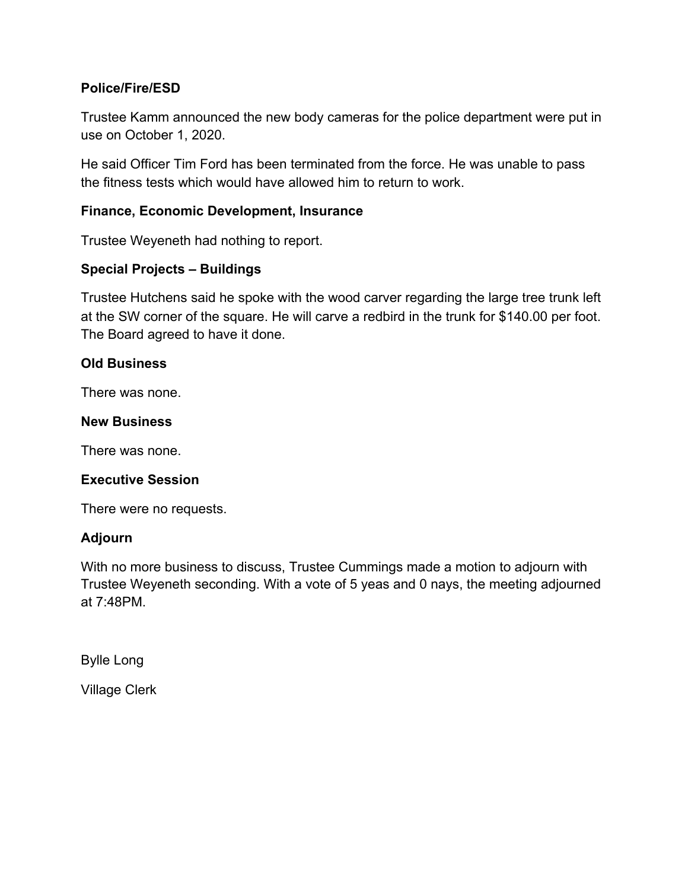**Police/Fire/ESD**

Trustee Kamm announced the new body cameras for the police department were put in use on October 1, 2020.

He said Officer Tim Ford has been terminated from the force. He was unable to pass the fitness tests which would have allowed him to return to work.

**Finance, Economic Development, Insurance**

Trustee Weyeneth had nothing to report.

**Special Projects – Buildings**

Trustee Hutchens said he spoke with the wood carver regarding the large tree trunk left at the SW corner of the square. He will carve a redbird in the trunk for $140.00 per foot. The Board agreed to have it done.

**Old Business**

There was none.

**New Business**

There was none.

**Executive Session**

There were no requests.

**Adjourn**

With no more business to discuss, Trustee Cummings made a motion to adjourn with Trustee Weyeneth seconding. With a vote of 5 yeas and 0 nays, the meeting adjourned at 7:48PM.

Bylle Long

Village Clerk